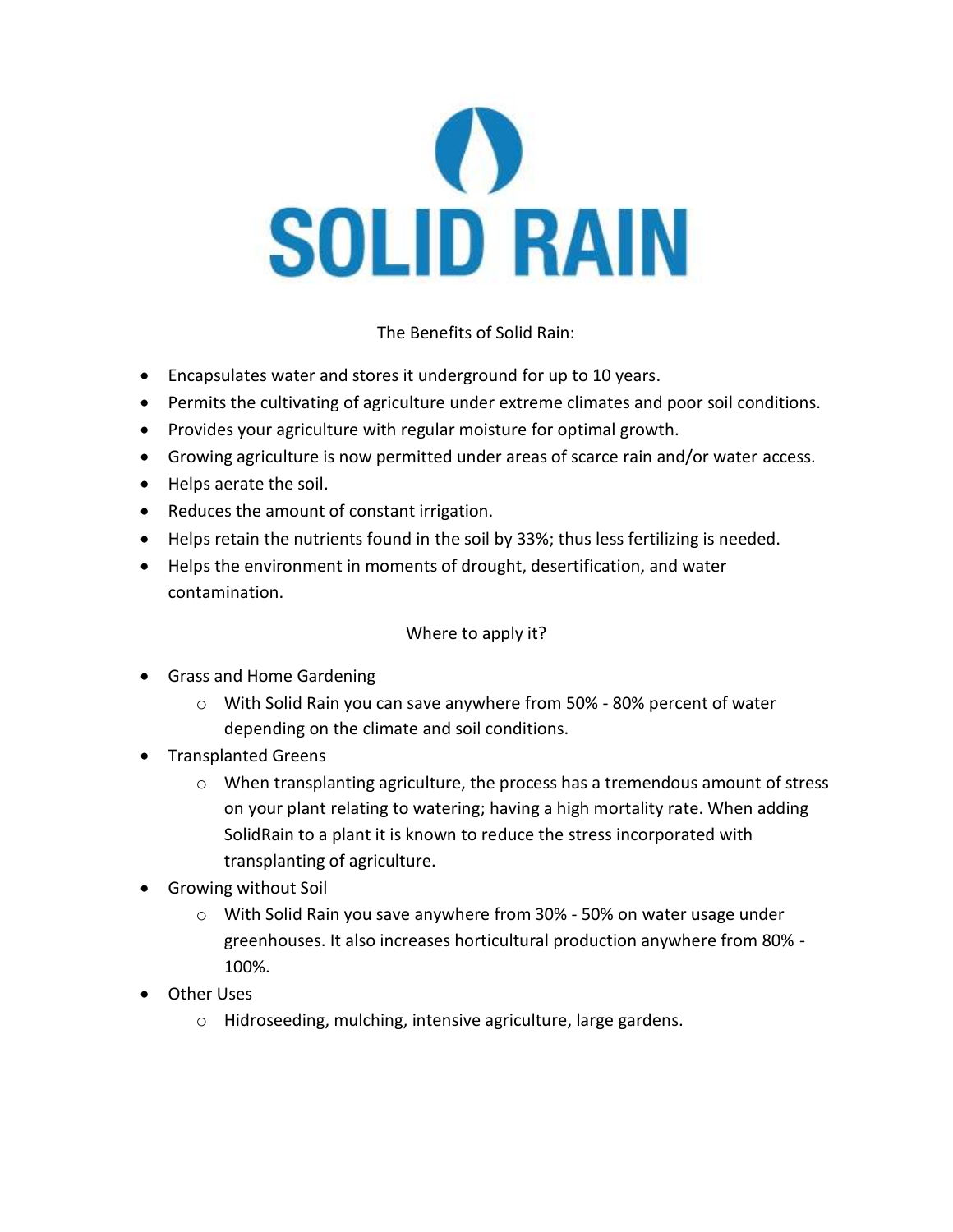# SOLID RAIN

The Benefits of Solid Rain:

- Encapsulates water and stores it underground for up to 10 years.
- Permits the cultivating of agriculture under extreme climates and poor soil conditions.
- Provides your agriculture with regular moisture for optimal growth.
- Growing agriculture is now permitted under areas of scarce rain and/or water access.
- Helps aerate the soil.
- Reduces the amount of constant irrigation.
- Helps retain the nutrients found in the soil by 33%; thus less fertilizing is needed.
- Helps the environment in moments of drought, desertification, and water contamination.

Where to apply it?

- Grass and Home Gardening
    - With Solid Rain you can save anywhere from 50% - 80% percent of water depending on the climate and soil conditions.
- Transplanted Greens
    - When transplanting agriculture, the process has a tremendous amount of stress on your plant relating to watering; having a high mortality rate. When adding SolidRain to a plant it is known to reduce the stress incorporated with transplanting of agriculture.
- Growing without Soil
    - With Solid Rain you save anywhere from 30% - 50% on water usage under greenhouses. It also increases horticultural production anywhere from 80% - 100%.
- Other Uses
    - Hidroseeding, mulching, intensive agriculture, large gardens.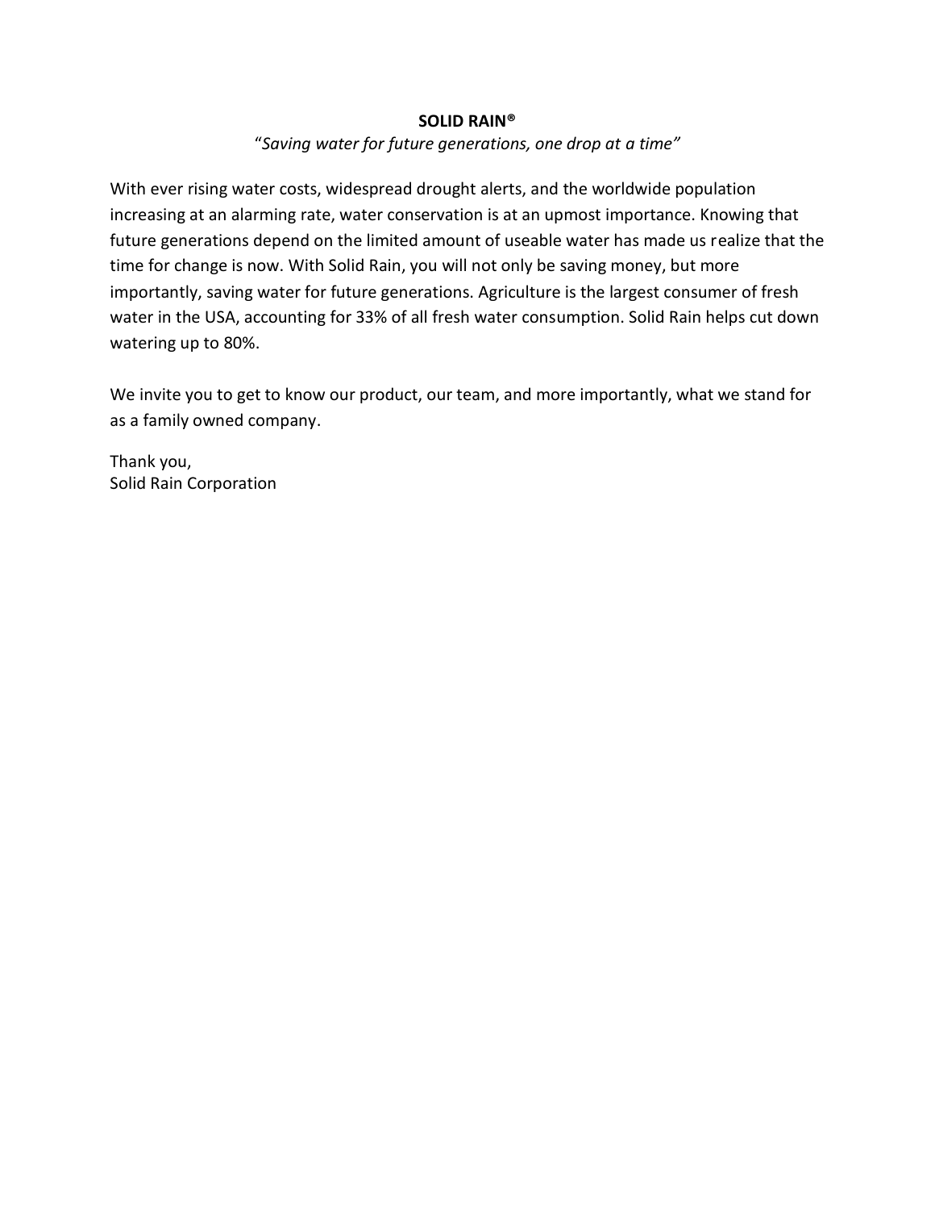**SOLID RAIN®**

*"Saving water for future generations, one drop at a time"*

With ever rising water costs, widespread drought alerts, and the worldwide population increasing at an alarming rate, water conservation is at an upmost importance. Knowing that future generations depend on the limited amount of useable water has made us realize that the time for change is now. With Solid Rain, you will not only be saving money, but more importantly, saving water for future generations. Agriculture is the largest consumer of fresh water in the USA, accounting for 33% of all fresh water consumption. Solid Rain helps cut down watering up to 80%.

We invite you to get to know our product, our team, and more importantly, what we stand for as a family owned company.

Thank you,
Solid Rain Corporation